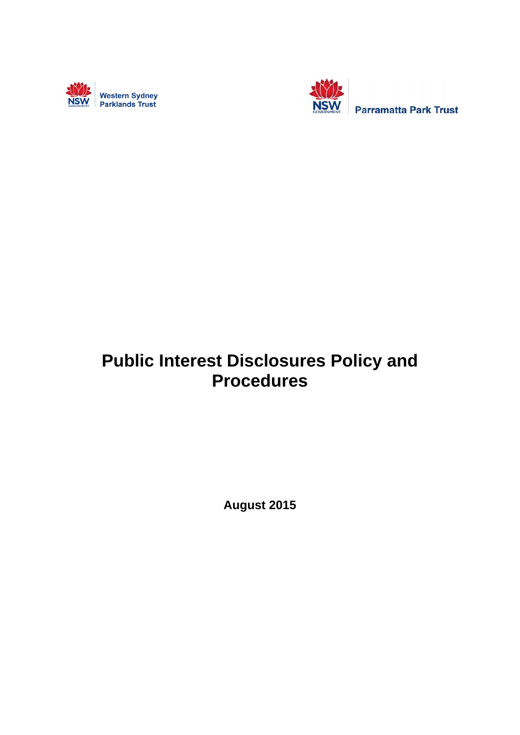Western Sydney Parklands Trust

Parramatta Park Trust

# Public Interest Disclosures Policy and Procedures

**August 2015**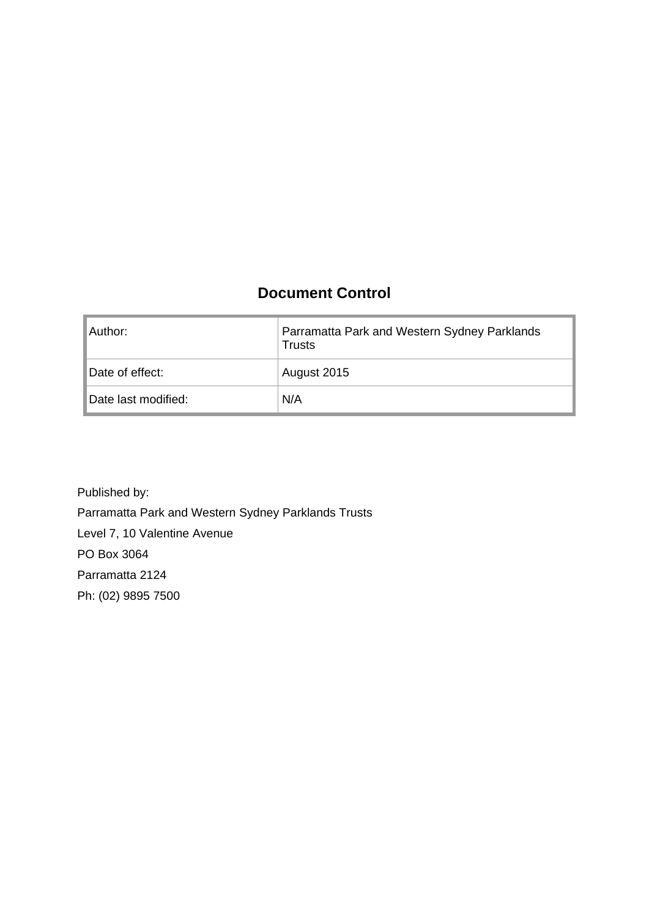## Document Control

| Author: | Parramatta Park and Western Sydney Parklands Trusts |
|---|---|
| Date of effect: | August 2015 |
| Date last modified: | N/A |

Published by:

Parramatta Park and Western Sydney Parklands Trusts

Level 7, 10 Valentine Avenue

PO Box 3064

Parramatta 2124

Ph: (02) 9895 7500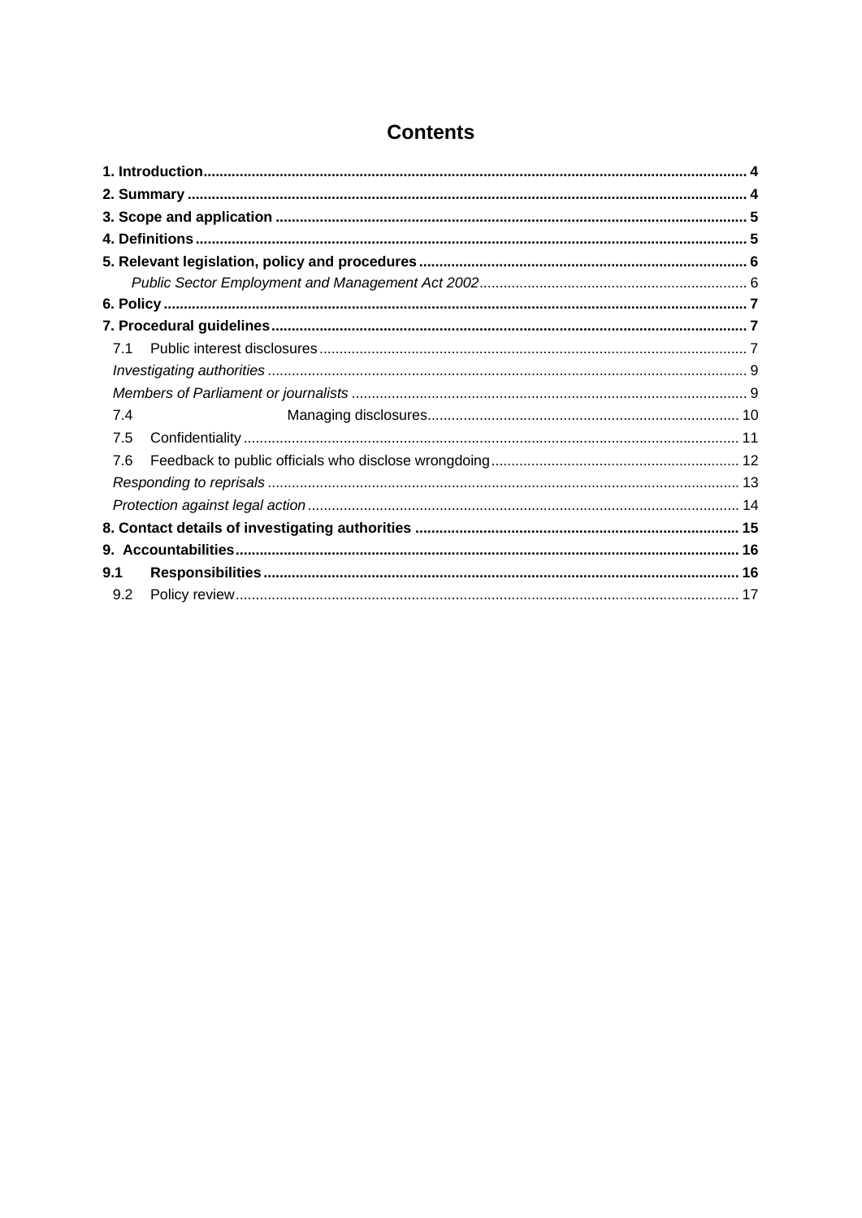# Contents

**1. Introduction** ..... **4**

**2. Summary** ..... **4**

**3. Scope and application** ..... **5**

**4. Definitions** ..... **5**

**5. Relevant legislation, policy and procedures** ..... **6**

*Public Sector Employment and Management Act 2002* ..... 6

**6. Policy** ..... **7**

**7. Procedural guidelines** ..... **7**

7.1 Public interest disclosures ..... 7

*Investigating authorities* ..... 9

*Members of Parliament or journalists* ..... 9

7.4 Managing disclosures ..... 10

7.5 Confidentiality ..... 11

7.6 Feedback to public officials who disclose wrongdoing ..... 12

*Responding to reprisals* ..... 13

*Protection against legal action* ..... 14

**8. Contact details of investigating authorities** ..... **15**

**9. Accountabilities** ..... **16**

**9.1 Responsibilities** ..... **16**

9.2 Policy review ..... 17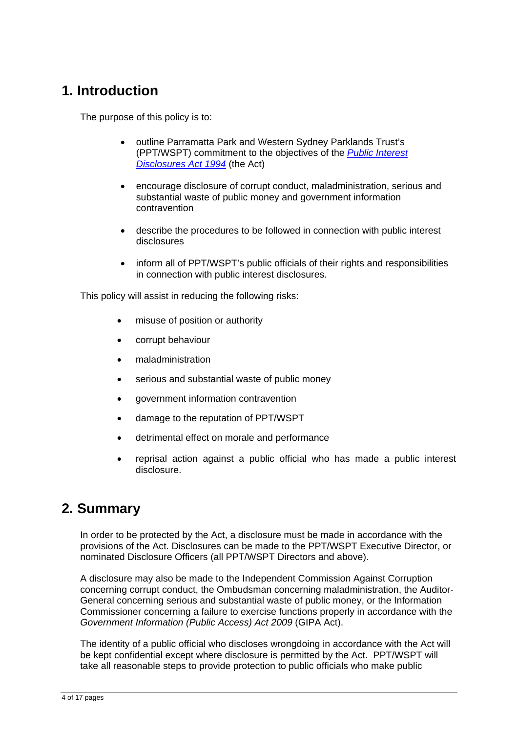## 1. Introduction

The purpose of this policy is to:

- outline Parramatta Park and Western Sydney Parklands Trust's (PPT/WSPT) commitment to the objectives of the *Public Interest Disclosures Act 1994* (the Act)
- encourage disclosure of corrupt conduct, maladministration, serious and substantial waste of public money and government information contravention
- describe the procedures to be followed in connection with public interest disclosures
- inform all of PPT/WSPT's public officials of their rights and responsibilities in connection with public interest disclosures.

This policy will assist in reducing the following risks:

- misuse of position or authority
- corrupt behaviour
- maladministration
- serious and substantial waste of public money
- government information contravention
- damage to the reputation of PPT/WSPT
- detrimental effect on morale and performance
- reprisal action against a public official who has made a public interest disclosure.

## 2. Summary

In order to be protected by the Act, a disclosure must be made in accordance with the provisions of the Act. Disclosures can be made to the PPT/WSPT Executive Director, or nominated Disclosure Officers (all PPT/WSPT Directors and above).

A disclosure may also be made to the Independent Commission Against Corruption concerning corrupt conduct, the Ombudsman concerning maladministration, the Auditor-General concerning serious and substantial waste of public money, or the Information Commissioner concerning a failure to exercise functions properly in accordance with the *Government Information (Public Access) Act 2009* (GIPA Act).

The identity of a public official who discloses wrongdoing in accordance with the Act will be kept confidential except where disclosure is permitted by the Act. PPT/WSPT will take all reasonable steps to provide protection to public officials who make public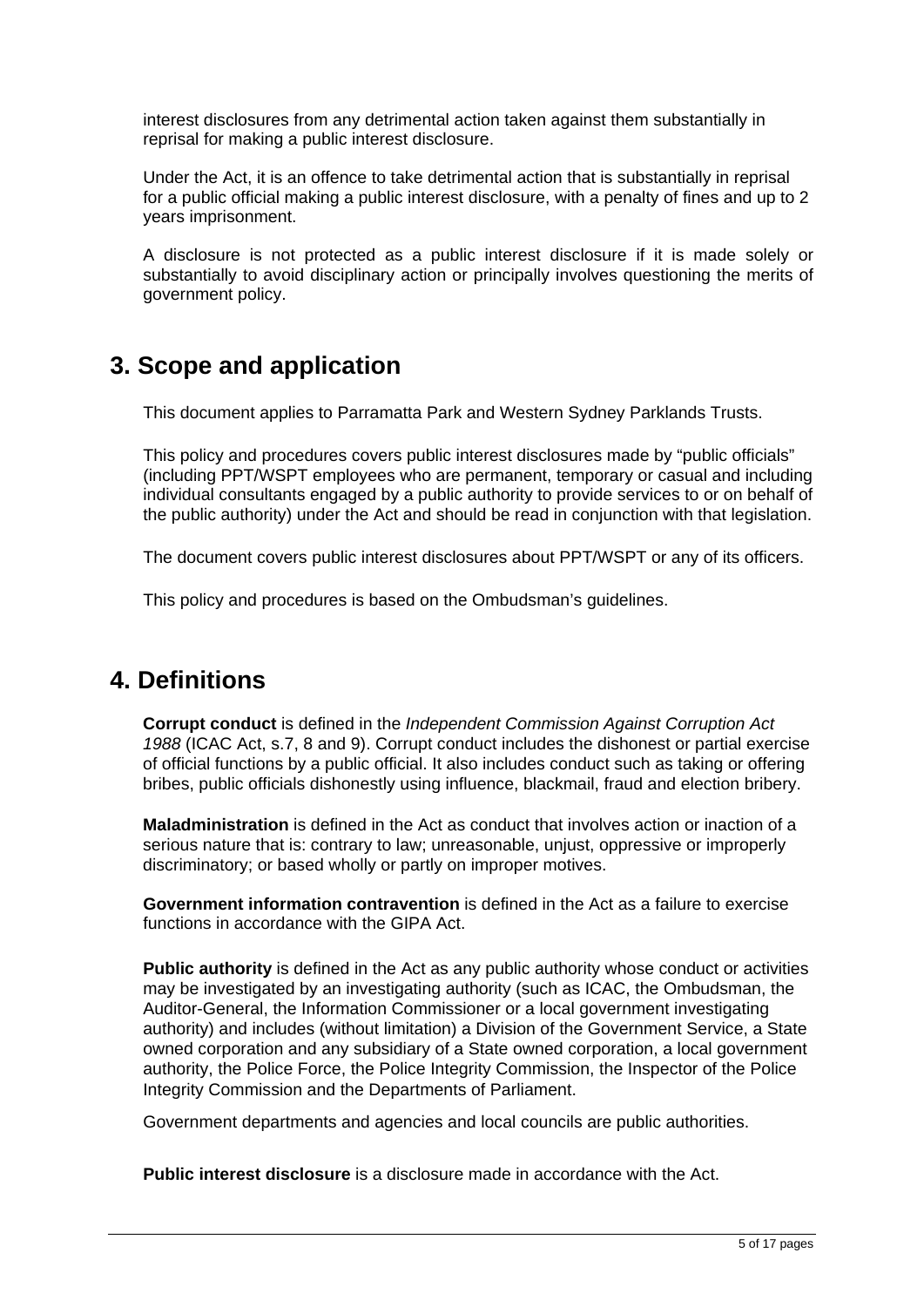interest disclosures from any detrimental action taken against them substantially in reprisal for making a public interest disclosure.

Under the Act, it is an offence to take detrimental action that is substantially in reprisal for a public official making a public interest disclosure, with a penalty of fines and up to 2 years imprisonment.

A disclosure is not protected as a public interest disclosure if it is made solely or substantially to avoid disciplinary action or principally involves questioning the merits of government policy.

## 3. Scope and application

This document applies to Parramatta Park and Western Sydney Parklands Trusts.

This policy and procedures covers public interest disclosures made by "public officials" (including PPT/WSPT employees who are permanent, temporary or casual and including individual consultants engaged by a public authority to provide services to or on behalf of the public authority) under the Act and should be read in conjunction with that legislation.

The document covers public interest disclosures about PPT/WSPT or any of its officers.

This policy and procedures is based on the Ombudsman's guidelines.

## 4. Definitions

**Corrupt conduct** is defined in the *Independent Commission Against Corruption Act 1988* (ICAC Act, s.7, 8 and 9). Corrupt conduct includes the dishonest or partial exercise of official functions by a public official. It also includes conduct such as taking or offering bribes, public officials dishonestly using influence, blackmail, fraud and election bribery.

**Maladministration** is defined in the Act as conduct that involves action or inaction of a serious nature that is: contrary to law; unreasonable, unjust, oppressive or improperly discriminatory; or based wholly or partly on improper motives.

**Government information contravention** is defined in the Act as a failure to exercise functions in accordance with the GIPA Act.

**Public authority** is defined in the Act as any public authority whose conduct or activities may be investigated by an investigating authority (such as ICAC, the Ombudsman, the Auditor-General, the Information Commissioner or a local government investigating authority) and includes (without limitation) a Division of the Government Service, a State owned corporation and any subsidiary of a State owned corporation, a local government authority, the Police Force, the Police Integrity Commission, the Inspector of the Police Integrity Commission and the Departments of Parliament.

Government departments and agencies and local councils are public authorities.

**Public interest disclosure** is a disclosure made in accordance with the Act.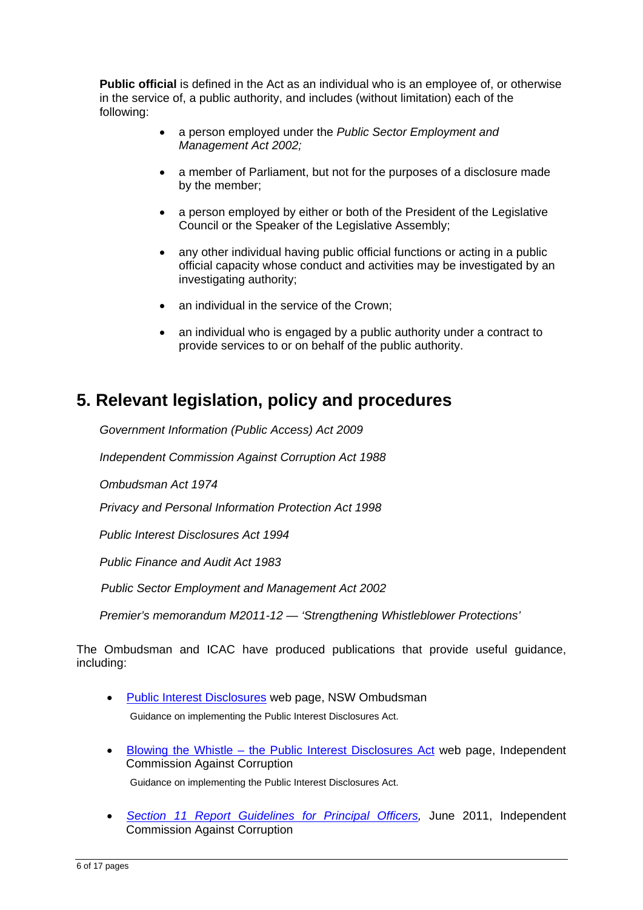**Public official** is defined in the Act as an individual who is an employee of, or otherwise in the service of, a public authority, and includes (without limitation) each of the following:

- a person employed under the *Public Sector Employment and Management Act 2002;*
- a member of Parliament, but not for the purposes of a disclosure made by the member;
- a person employed by either or both of the President of the Legislative Council or the Speaker of the Legislative Assembly;
- any other individual having public official functions or acting in a public official capacity whose conduct and activities may be investigated by an investigating authority;
- an individual in the service of the Crown;
- an individual who is engaged by a public authority under a contract to provide services to or on behalf of the public authority.

## 5. Relevant legislation, policy and procedures

*Government Information (Public Access) Act 2009*

*Independent Commission Against Corruption Act 1988*

*Ombudsman Act 1974*

*Privacy and Personal Information Protection Act 1998*

*Public Interest Disclosures Act 1994*

*Public Finance and Audit Act 1983*

*Public Sector Employment and Management Act 2002*

*Premier's memorandum M2011-12 — 'Strengthening Whistleblower Protections'*

The Ombudsman and ICAC have produced publications that provide useful guidance, including:

- Public Interest Disclosures web page, NSW Ombudsman
  Guidance on implementing the Public Interest Disclosures Act.
- Blowing the Whistle – the Public Interest Disclosures Act web page, Independent Commission Against Corruption
  Guidance on implementing the Public Interest Disclosures Act.
- *Section 11 Report Guidelines for Principal Officers,* June 2011, Independent Commission Against Corruption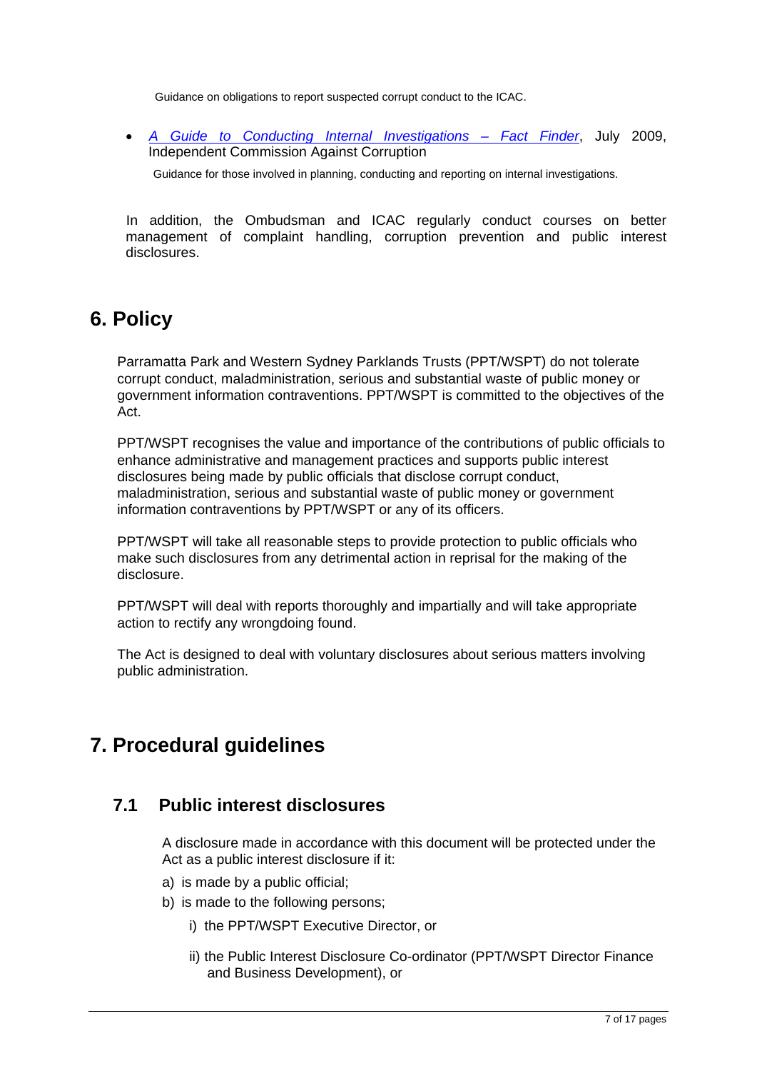Guidance on obligations to report suspected corrupt conduct to the ICAC.

- *A Guide to Conducting Internal Investigations – Fact Finder*, July 2009, Independent Commission Against Corruption

  Guidance for those involved in planning, conducting and reporting on internal investigations.

In addition, the Ombudsman and ICAC regularly conduct courses on better management of complaint handling, corruption prevention and public interest disclosures.

# 6. Policy

Parramatta Park and Western Sydney Parklands Trusts (PPT/WSPT) do not tolerate corrupt conduct, maladministration, serious and substantial waste of public money or government information contraventions. PPT/WSPT is committed to the objectives of the Act.

PPT/WSPT recognises the value and importance of the contributions of public officials to enhance administrative and management practices and supports public interest disclosures being made by public officials that disclose corrupt conduct, maladministration, serious and substantial waste of public money or government information contraventions by PPT/WSPT or any of its officers.

PPT/WSPT will take all reasonable steps to provide protection to public officials who make such disclosures from any detrimental action in reprisal for the making of the disclosure.

PPT/WSPT will deal with reports thoroughly and impartially and will take appropriate action to rectify any wrongdoing found.

The Act is designed to deal with voluntary disclosures about serious matters involving public administration.

# 7. Procedural guidelines

## 7.1 Public interest disclosures

A disclosure made in accordance with this document will be protected under the Act as a public interest disclosure if it:

a) is made by a public official;

b) is made to the following persons;

   i) the PPT/WSPT Executive Director, or

   ii) the Public Interest Disclosure Co-ordinator (PPT/WSPT Director Finance and Business Development), or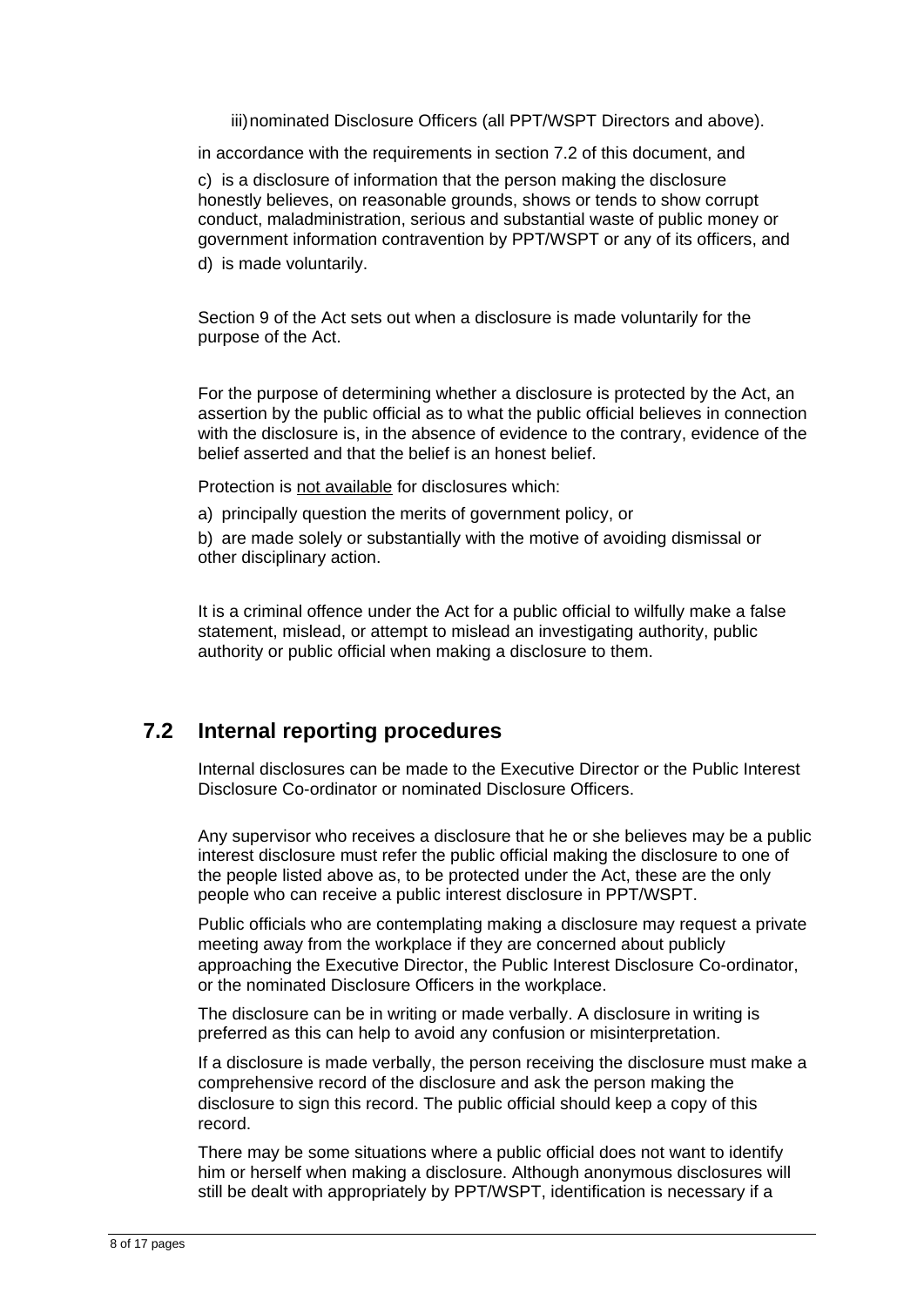iii) nominated Disclosure Officers (all PPT/WSPT Directors and above).

in accordance with the requirements in section 7.2 of this document, and

c) is a disclosure of information that the person making the disclosure honestly believes, on reasonable grounds, shows or tends to show corrupt conduct, maladministration, serious and substantial waste of public money or government information contravention by PPT/WSPT or any of its officers, and

d) is made voluntarily.

Section 9 of the Act sets out when a disclosure is made voluntarily for the purpose of the Act.

For the purpose of determining whether a disclosure is protected by the Act, an assertion by the public official as to what the public official believes in connection with the disclosure is, in the absence of evidence to the contrary, evidence of the belief asserted and that the belief is an honest belief.

Protection is <u>not available</u> for disclosures which:

a) principally question the merits of government policy, or

b) are made solely or substantially with the motive of avoiding dismissal or other disciplinary action.

It is a criminal offence under the Act for a public official to wilfully make a false statement, mislead, or attempt to mislead an investigating authority, public authority or public official when making a disclosure to them.

## 7.2 Internal reporting procedures

Internal disclosures can be made to the Executive Director or the Public Interest Disclosure Co-ordinator or nominated Disclosure Officers.

Any supervisor who receives a disclosure that he or she believes may be a public interest disclosure must refer the public official making the disclosure to one of the people listed above as, to be protected under the Act, these are the only people who can receive a public interest disclosure in PPT/WSPT.

Public officials who are contemplating making a disclosure may request a private meeting away from the workplace if they are concerned about publicly approaching the Executive Director, the Public Interest Disclosure Co-ordinator, or the nominated Disclosure Officers in the workplace.

The disclosure can be in writing or made verbally. A disclosure in writing is preferred as this can help to avoid any confusion or misinterpretation.

If a disclosure is made verbally, the person receiving the disclosure must make a comprehensive record of the disclosure and ask the person making the disclosure to sign this record. The public official should keep a copy of this record.

There may be some situations where a public official does not want to identify him or herself when making a disclosure. Although anonymous disclosures will still be dealt with appropriately by PPT/WSPT, identification is necessary if a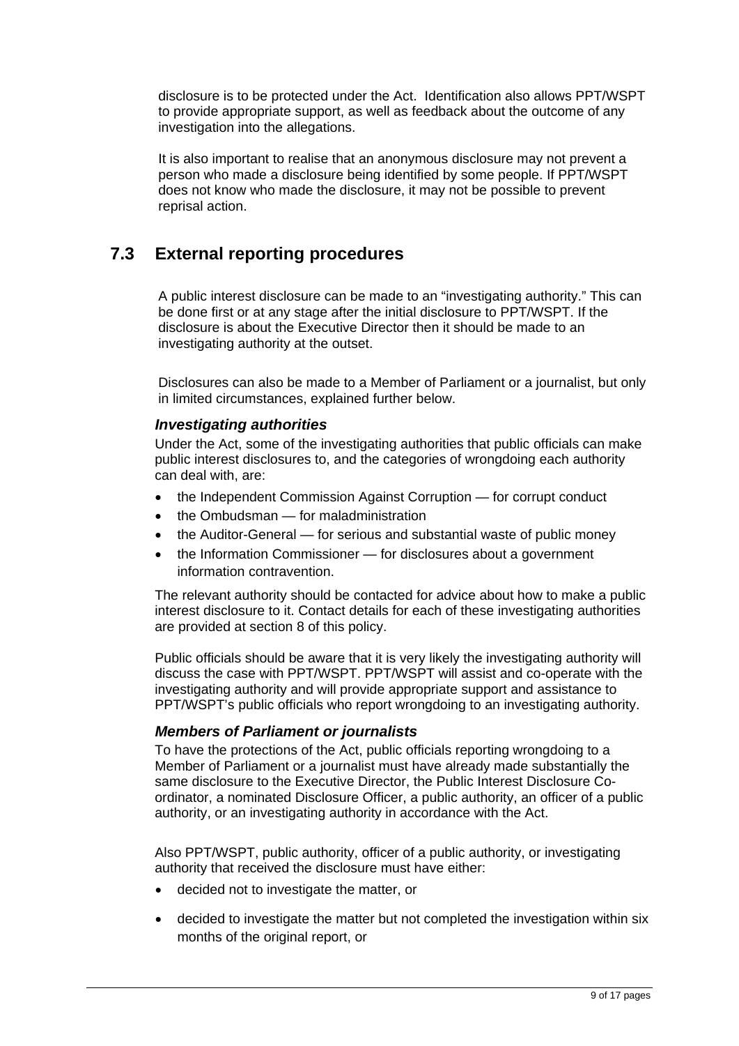disclosure is to be protected under the Act. Identification also allows PPT/WSPT to provide appropriate support, as well as feedback about the outcome of any investigation into the allegations.

It is also important to realise that an anonymous disclosure may not prevent a person who made a disclosure being identified by some people. If PPT/WSPT does not know who made the disclosure, it may not be possible to prevent reprisal action.

## 7.3 External reporting procedures

A public interest disclosure can be made to an "investigating authority." This can be done first or at any stage after the initial disclosure to PPT/WSPT. If the disclosure is about the Executive Director then it should be made to an investigating authority at the outset.

Disclosures can also be made to a Member of Parliament or a journalist, but only in limited circumstances, explained further below.

### *Investigating authorities*

Under the Act, some of the investigating authorities that public officials can make public interest disclosures to, and the categories of wrongdoing each authority can deal with, are:

- the Independent Commission Against Corruption — for corrupt conduct
- the Ombudsman — for maladministration
- the Auditor-General — for serious and substantial waste of public money
- the Information Commissioner — for disclosures about a government information contravention.

The relevant authority should be contacted for advice about how to make a public interest disclosure to it. Contact details for each of these investigating authorities are provided at section 8 of this policy.

Public officials should be aware that it is very likely the investigating authority will discuss the case with PPT/WSPT. PPT/WSPT will assist and co-operate with the investigating authority and will provide appropriate support and assistance to PPT/WSPT's public officials who report wrongdoing to an investigating authority.

### *Members of Parliament or journalists*

To have the protections of the Act, public officials reporting wrongdoing to a Member of Parliament or a journalist must have already made substantially the same disclosure to the Executive Director, the Public Interest Disclosure Co-ordinator, a nominated Disclosure Officer, a public authority, an officer of a public authority, or an investigating authority in accordance with the Act.

Also PPT/WSPT, public authority, officer of a public authority, or investigating authority that received the disclosure must have either:

- decided not to investigate the matter, or
- decided to investigate the matter but not completed the investigation within six months of the original report, or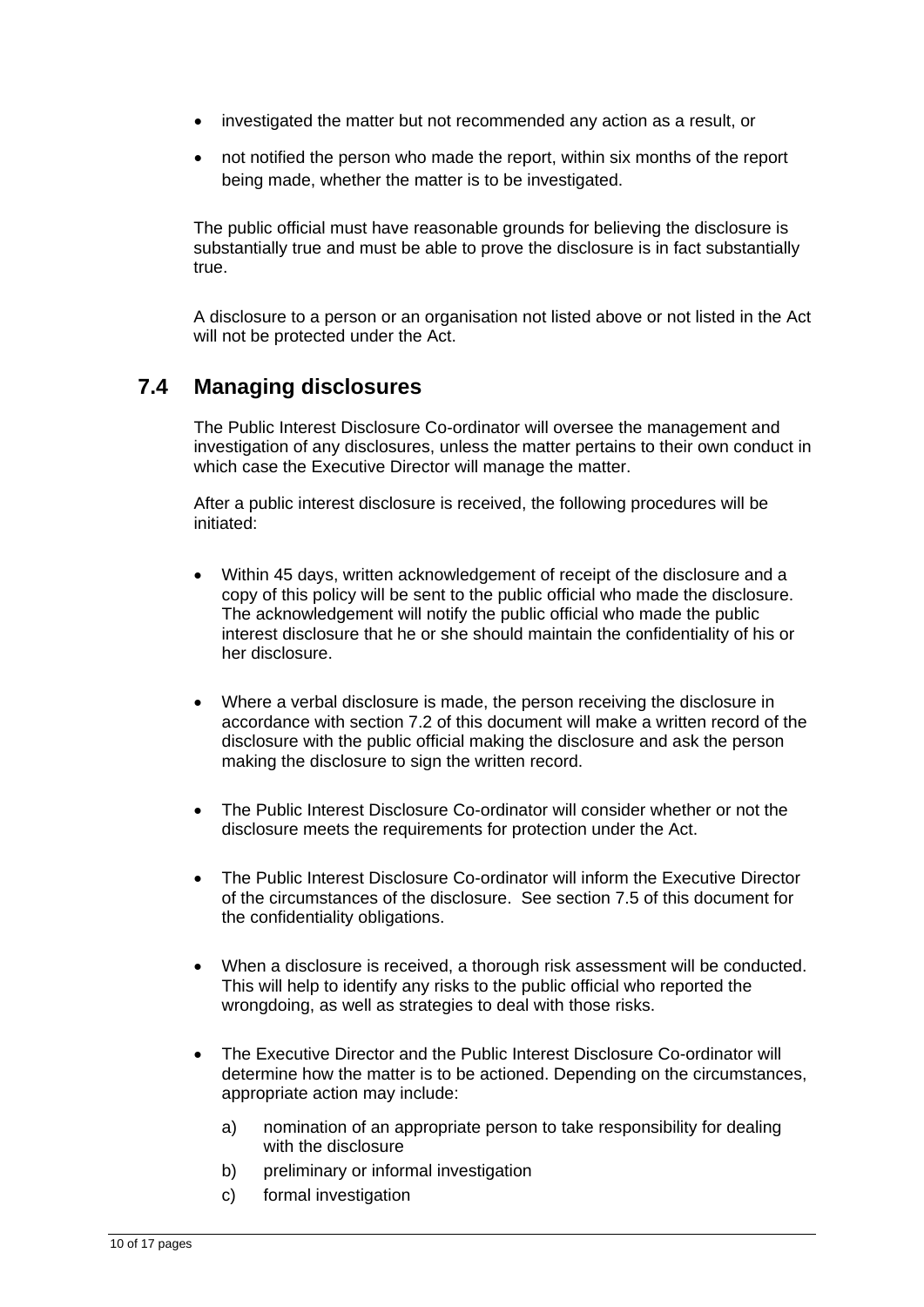- investigated the matter but not recommended any action as a result, or
- not notified the person who made the report, within six months of the report being made, whether the matter is to be investigated.

The public official must have reasonable grounds for believing the disclosure is substantially true and must be able to prove the disclosure is in fact substantially true.

A disclosure to a person or an organisation not listed above or not listed in the Act will not be protected under the Act.

## 7.4 Managing disclosures

The Public Interest Disclosure Co-ordinator will oversee the management and investigation of any disclosures, unless the matter pertains to their own conduct in which case the Executive Director will manage the matter.

After a public interest disclosure is received, the following procedures will be initiated:

- Within 45 days, written acknowledgement of receipt of the disclosure and a copy of this policy will be sent to the public official who made the disclosure. The acknowledgement will notify the public official who made the public interest disclosure that he or she should maintain the confidentiality of his or her disclosure.
- Where a verbal disclosure is made, the person receiving the disclosure in accordance with section 7.2 of this document will make a written record of the disclosure with the public official making the disclosure and ask the person making the disclosure to sign the written record.
- The Public Interest Disclosure Co-ordinator will consider whether or not the disclosure meets the requirements for protection under the Act.
- The Public Interest Disclosure Co-ordinator will inform the Executive Director of the circumstances of the disclosure. See section 7.5 of this document for the confidentiality obligations.
- When a disclosure is received, a thorough risk assessment will be conducted. This will help to identify any risks to the public official who reported the wrongdoing, as well as strategies to deal with those risks.
- The Executive Director and the Public Interest Disclosure Co-ordinator will determine how the matter is to be actioned. Depending on the circumstances, appropriate action may include:
  - a) nomination of an appropriate person to take responsibility for dealing with the disclosure
  - b) preliminary or informal investigation
  - c) formal investigation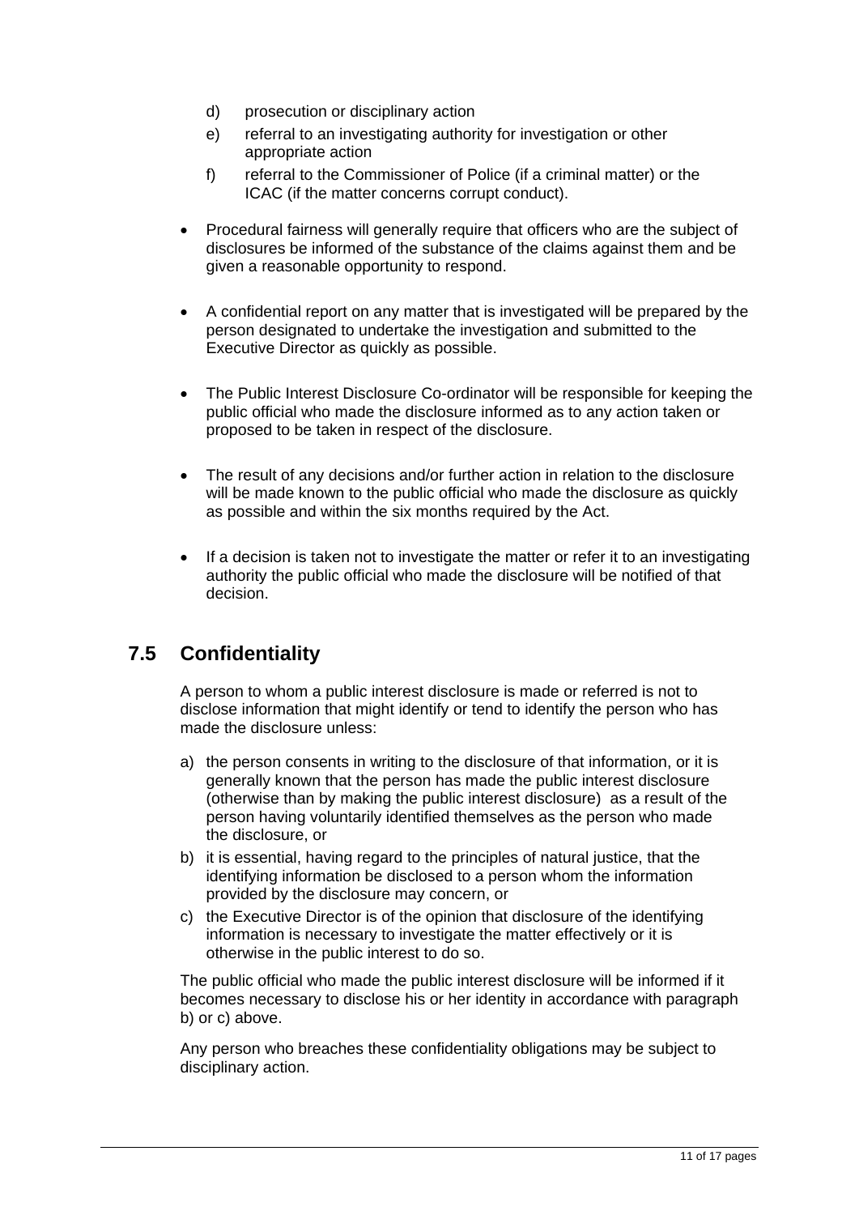d) prosecution or disciplinary action

e) referral to an investigating authority for investigation or other appropriate action

f) referral to the Commissioner of Police (if a criminal matter) or the ICAC (if the matter concerns corrupt conduct).

- Procedural fairness will generally require that officers who are the subject of disclosures be informed of the substance of the claims against them and be given a reasonable opportunity to respond.
- A confidential report on any matter that is investigated will be prepared by the person designated to undertake the investigation and submitted to the Executive Director as quickly as possible.
- The Public Interest Disclosure Co-ordinator will be responsible for keeping the public official who made the disclosure informed as to any action taken or proposed to be taken in respect of the disclosure.
- The result of any decisions and/or further action in relation to the disclosure will be made known to the public official who made the disclosure as quickly as possible and within the six months required by the Act.
- If a decision is taken not to investigate the matter or refer it to an investigating authority the public official who made the disclosure will be notified of that decision.

## 7.5 Confidentiality

A person to whom a public interest disclosure is made or referred is not to disclose information that might identify or tend to identify the person who has made the disclosure unless:

a) the person consents in writing to the disclosure of that information, or it is generally known that the person has made the public interest disclosure (otherwise than by making the public interest disclosure) as a result of the person having voluntarily identified themselves as the person who made the disclosure, or

b) it is essential, having regard to the principles of natural justice, that the identifying information be disclosed to a person whom the information provided by the disclosure may concern, or

c) the Executive Director is of the opinion that disclosure of the identifying information is necessary to investigate the matter effectively or it is otherwise in the public interest to do so.

The public official who made the public interest disclosure will be informed if it becomes necessary to disclose his or her identity in accordance with paragraph b) or c) above.

Any person who breaches these confidentiality obligations may be subject to disciplinary action.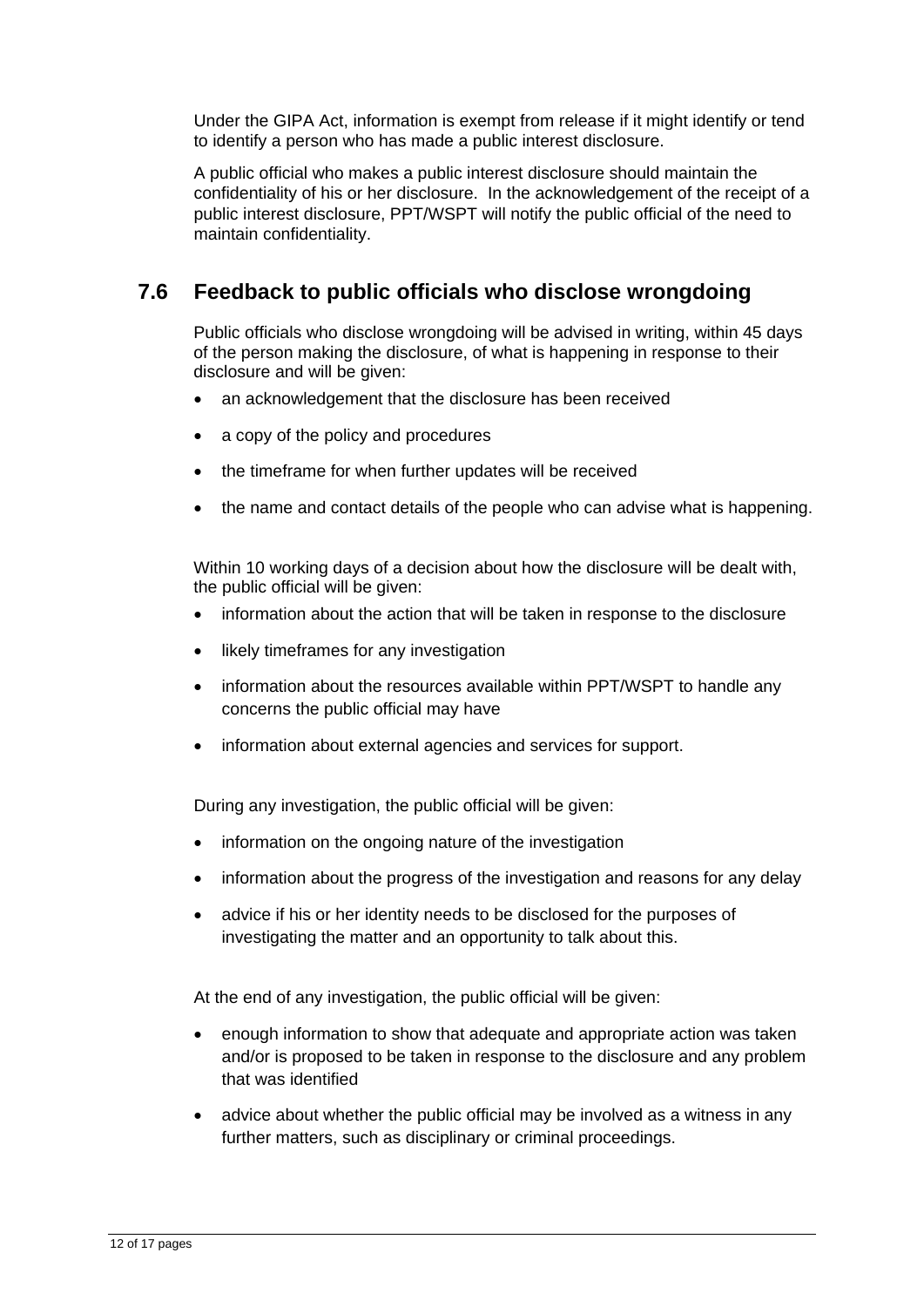Under the GIPA Act, information is exempt from release if it might identify or tend to identify a person who has made a public interest disclosure.

A public official who makes a public interest disclosure should maintain the confidentiality of his or her disclosure. In the acknowledgement of the receipt of a public interest disclosure, PPT/WSPT will notify the public official of the need to maintain confidentiality.

## 7.6 Feedback to public officials who disclose wrongdoing

Public officials who disclose wrongdoing will be advised in writing, within 45 days of the person making the disclosure, of what is happening in response to their disclosure and will be given:

- an acknowledgement that the disclosure has been received
- a copy of the policy and procedures
- the timeframe for when further updates will be received
- the name and contact details of the people who can advise what is happening.

Within 10 working days of a decision about how the disclosure will be dealt with, the public official will be given:

- information about the action that will be taken in response to the disclosure
- likely timeframes for any investigation
- information about the resources available within PPT/WSPT to handle any concerns the public official may have
- information about external agencies and services for support.

During any investigation, the public official will be given:

- information on the ongoing nature of the investigation
- information about the progress of the investigation and reasons for any delay
- advice if his or her identity needs to be disclosed for the purposes of investigating the matter and an opportunity to talk about this.

At the end of any investigation, the public official will be given:

- enough information to show that adequate and appropriate action was taken and/or is proposed to be taken in response to the disclosure and any problem that was identified
- advice about whether the public official may be involved as a witness in any further matters, such as disciplinary or criminal proceedings.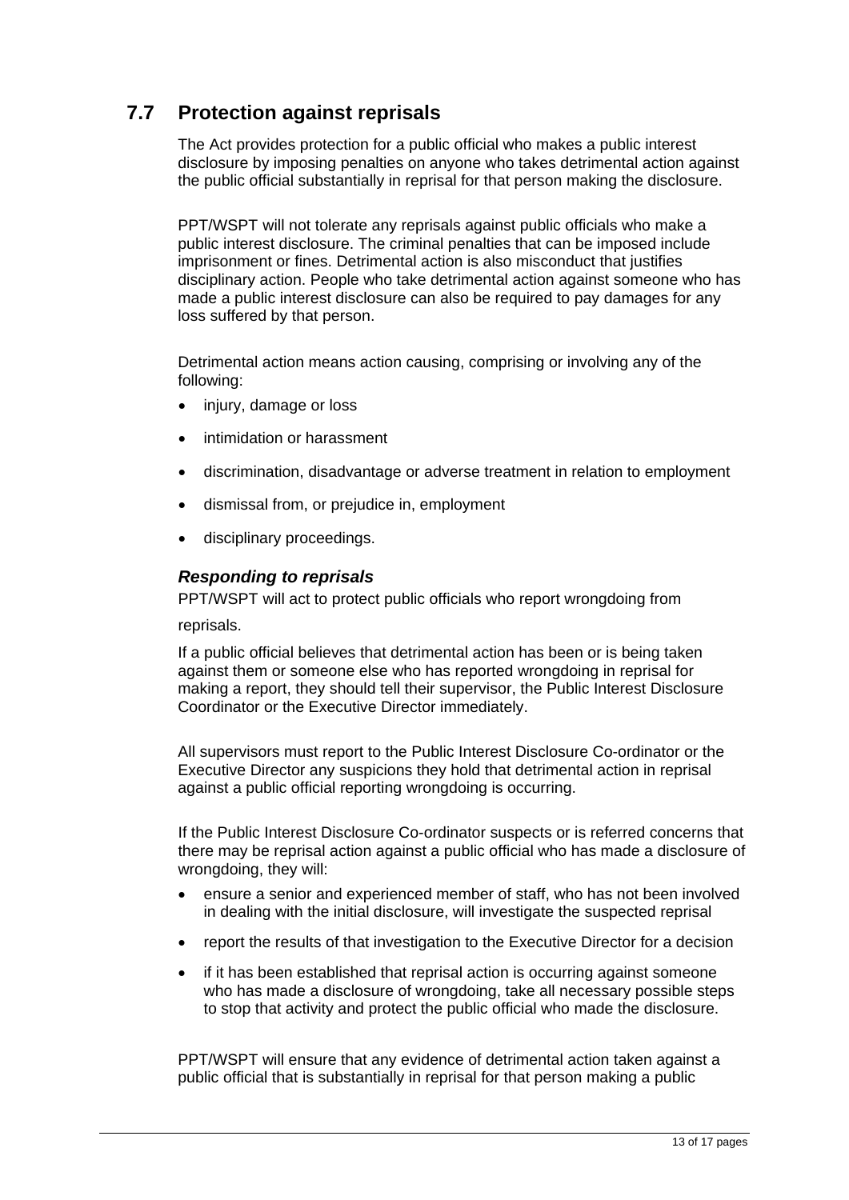## 7.7 Protection against reprisals

The Act provides protection for a public official who makes a public interest disclosure by imposing penalties on anyone who takes detrimental action against the public official substantially in reprisal for that person making the disclosure.

PPT/WSPT will not tolerate any reprisals against public officials who make a public interest disclosure. The criminal penalties that can be imposed include imprisonment or fines. Detrimental action is also misconduct that justifies disciplinary action. People who take detrimental action against someone who has made a public interest disclosure can also be required to pay damages for any loss suffered by that person.

Detrimental action means action causing, comprising or involving any of the following:

- injury, damage or loss
- intimidation or harassment
- discrimination, disadvantage or adverse treatment in relation to employment
- dismissal from, or prejudice in, employment
- disciplinary proceedings.

### *Responding to reprisals*

PPT/WSPT will act to protect public officials who report wrongdoing from reprisals.

If a public official believes that detrimental action has been or is being taken against them or someone else who has reported wrongdoing in reprisal for making a report, they should tell their supervisor, the Public Interest Disclosure Coordinator or the Executive Director immediately.

All supervisors must report to the Public Interest Disclosure Co-ordinator or the Executive Director any suspicions they hold that detrimental action in reprisal against a public official reporting wrongdoing is occurring.

If the Public Interest Disclosure Co-ordinator suspects or is referred concerns that there may be reprisal action against a public official who has made a disclosure of wrongdoing, they will:

- ensure a senior and experienced member of staff, who has not been involved in dealing with the initial disclosure, will investigate the suspected reprisal
- report the results of that investigation to the Executive Director for a decision
- if it has been established that reprisal action is occurring against someone who has made a disclosure of wrongdoing, take all necessary possible steps to stop that activity and protect the public official who made the disclosure.

PPT/WSPT will ensure that any evidence of detrimental action taken against a public official that is substantially in reprisal for that person making a public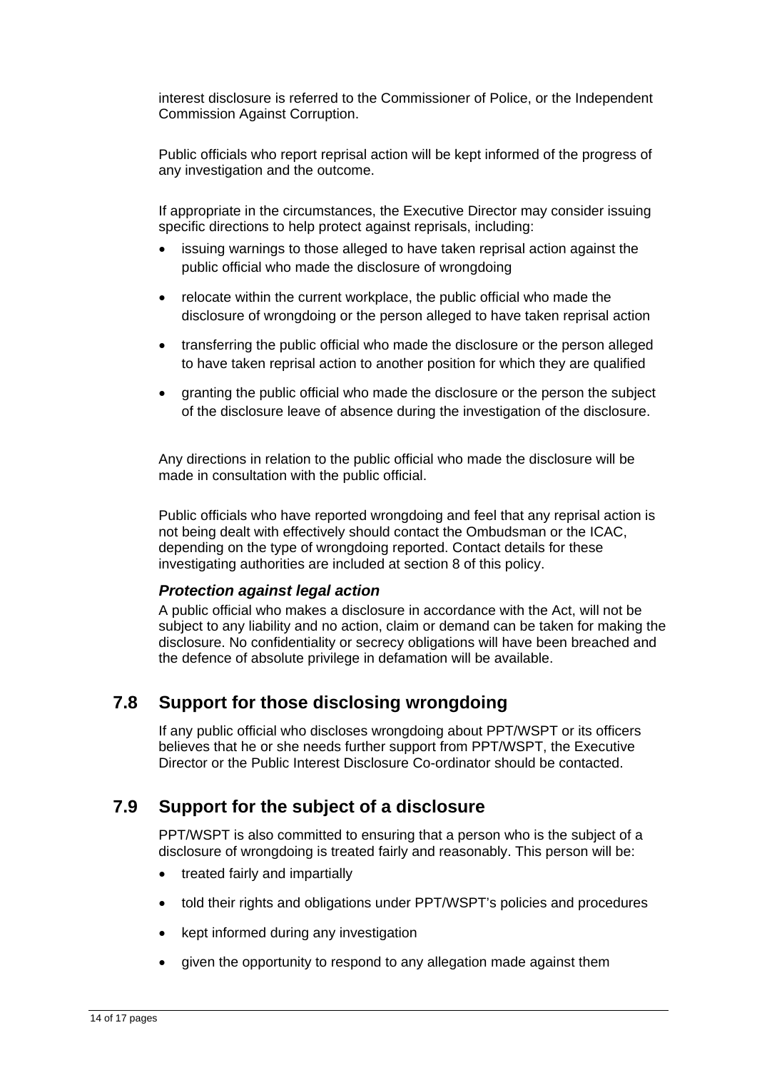interest disclosure is referred to the Commissioner of Police, or the Independent Commission Against Corruption.

Public officials who report reprisal action will be kept informed of the progress of any investigation and the outcome.

If appropriate in the circumstances, the Executive Director may consider issuing specific directions to help protect against reprisals, including:

- issuing warnings to those alleged to have taken reprisal action against the public official who made the disclosure of wrongdoing
- relocate within the current workplace, the public official who made the disclosure of wrongdoing or the person alleged to have taken reprisal action
- transferring the public official who made the disclosure or the person alleged to have taken reprisal action to another position for which they are qualified
- granting the public official who made the disclosure or the person the subject of the disclosure leave of absence during the investigation of the disclosure.

Any directions in relation to the public official who made the disclosure will be made in consultation with the public official.

Public officials who have reported wrongdoing and feel that any reprisal action is not being dealt with effectively should contact the Ombudsman or the ICAC, depending on the type of wrongdoing reported. Contact details for these investigating authorities are included at section 8 of this policy.

### *Protection against legal action*

A public official who makes a disclosure in accordance with the Act, will not be subject to any liability and no action, claim or demand can be taken for making the disclosure. No confidentiality or secrecy obligations will have been breached and the defence of absolute privilege in defamation will be available.

## 7.8 Support for those disclosing wrongdoing

If any public official who discloses wrongdoing about PPT/WSPT or its officers believes that he or she needs further support from PPT/WSPT, the Executive Director or the Public Interest Disclosure Co-ordinator should be contacted.

## 7.9 Support for the subject of a disclosure

PPT/WSPT is also committed to ensuring that a person who is the subject of a disclosure of wrongdoing is treated fairly and reasonably. This person will be:

- treated fairly and impartially
- told their rights and obligations under PPT/WSPT's policies and procedures
- kept informed during any investigation
- given the opportunity to respond to any allegation made against them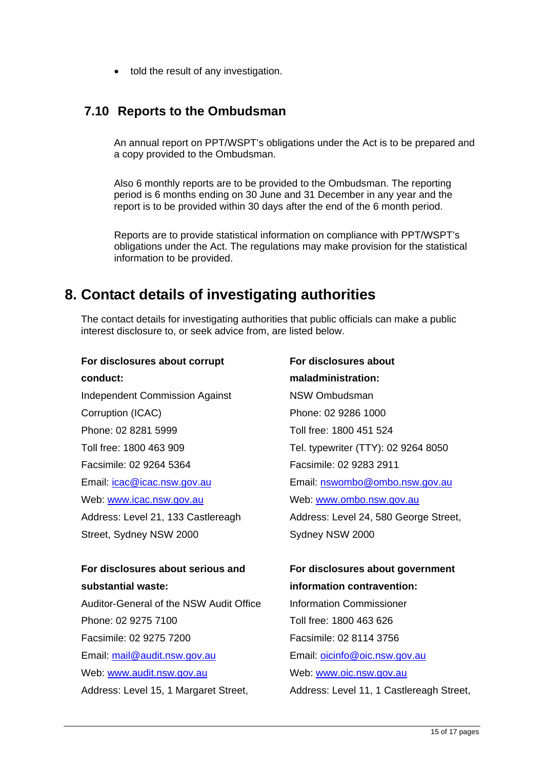- told the result of any investigation.

### 7.10 Reports to the Ombudsman

An annual report on PPT/WSPT's obligations under the Act is to be prepared and a copy provided to the Ombudsman.

Also 6 monthly reports are to be provided to the Ombudsman. The reporting period is 6 months ending on 30 June and 31 December in any year and the report is to be provided within 30 days after the end of the 6 month period.

Reports are to provide statistical information on compliance with PPT/WSPT's obligations under the Act. The regulations may make provision for the statistical information to be provided.

## 8. Contact details of investigating authorities

The contact details for investigating authorities that public officials can make a public interest disclosure to, or seek advice from, are listed below.

**For disclosures about corrupt conduct:**
Independent Commission Against Corruption (ICAC)
Phone: 02 8281 5999
Toll free: 1800 463 909
Facsimile: 02 9264 5364
Email: icac@icac.nsw.gov.au
Web: www.icac.nsw.gov.au
Address: Level 21, 133 Castlereagh Street, Sydney NSW 2000

**For disclosures about maladministration:**
NSW Ombudsman
Phone: 02 9286 1000
Toll free: 1800 451 524
Tel. typewriter (TTY): 02 9264 8050
Facsimile: 02 9283 2911
Email: nswombo@ombo.nsw.gov.au
Web: www.ombo.nsw.gov.au
Address: Level 24, 580 George Street, Sydney NSW 2000

**For disclosures about serious and substantial waste:**
Auditor-General of the NSW Audit Office
Phone: 02 9275 7100
Facsimile: 02 9275 7200
Email: mail@audit.nsw.gov.au
Web: www.audit.nsw.gov.au
Address: Level 15, 1 Margaret Street,

**For disclosures about government information contravention:**
Information Commissioner
Toll free: 1800 463 626
Facsimile: 02 8114 3756
Email: oicinfo@oic.nsw.gov.au
Web: www.oic.nsw.gov.au
Address: Level 11, 1 Castlereagh Street,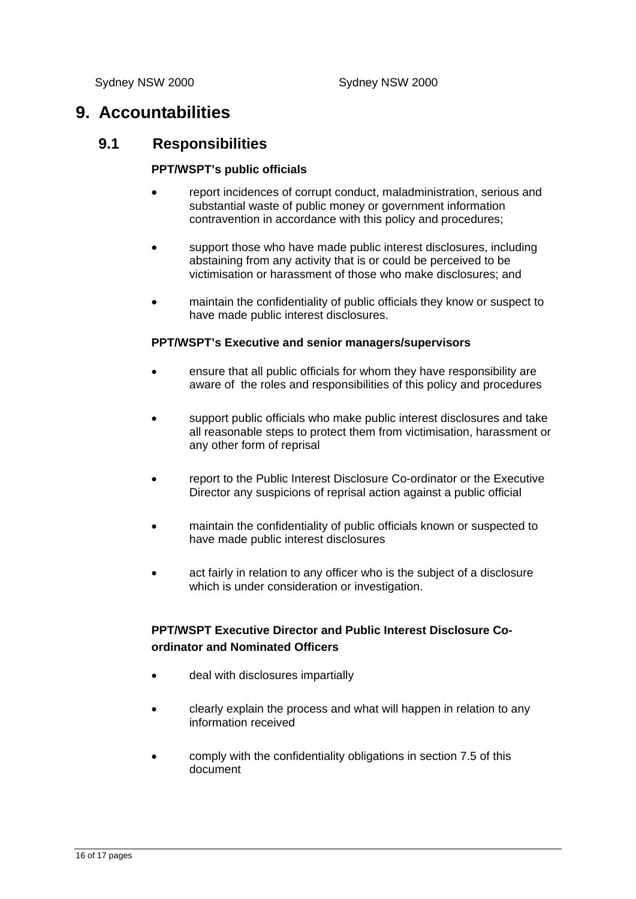Sydney NSW 2000 Sydney NSW 2000

# 9. Accountabilities

## 9.1 Responsibilities

**PPT/WSPT's public officials**

- report incidences of corrupt conduct, maladministration, serious and substantial waste of public money or government information contravention in accordance with this policy and procedures;
- support those who have made public interest disclosures, including abstaining from any activity that is or could be perceived to be victimisation or harassment of those who make disclosures; and
- maintain the confidentiality of public officials they know or suspect to have made public interest disclosures.

**PPT/WSPT's Executive and senior managers/supervisors**

- ensure that all public officials for whom they have responsibility are aware of the roles and responsibilities of this policy and procedures
- support public officials who make public interest disclosures and take all reasonable steps to protect them from victimisation, harassment or any other form of reprisal
- report to the Public Interest Disclosure Co-ordinator or the Executive Director any suspicions of reprisal action against a public official
- maintain the confidentiality of public officials known or suspected to have made public interest disclosures
- act fairly in relation to any officer who is the subject of a disclosure which is under consideration or investigation.

**PPT/WSPT Executive Director and Public Interest Disclosure Co-ordinator and Nominated Officers**

- deal with disclosures impartially
- clearly explain the process and what will happen in relation to any information received
- comply with the confidentiality obligations in section 7.5 of this document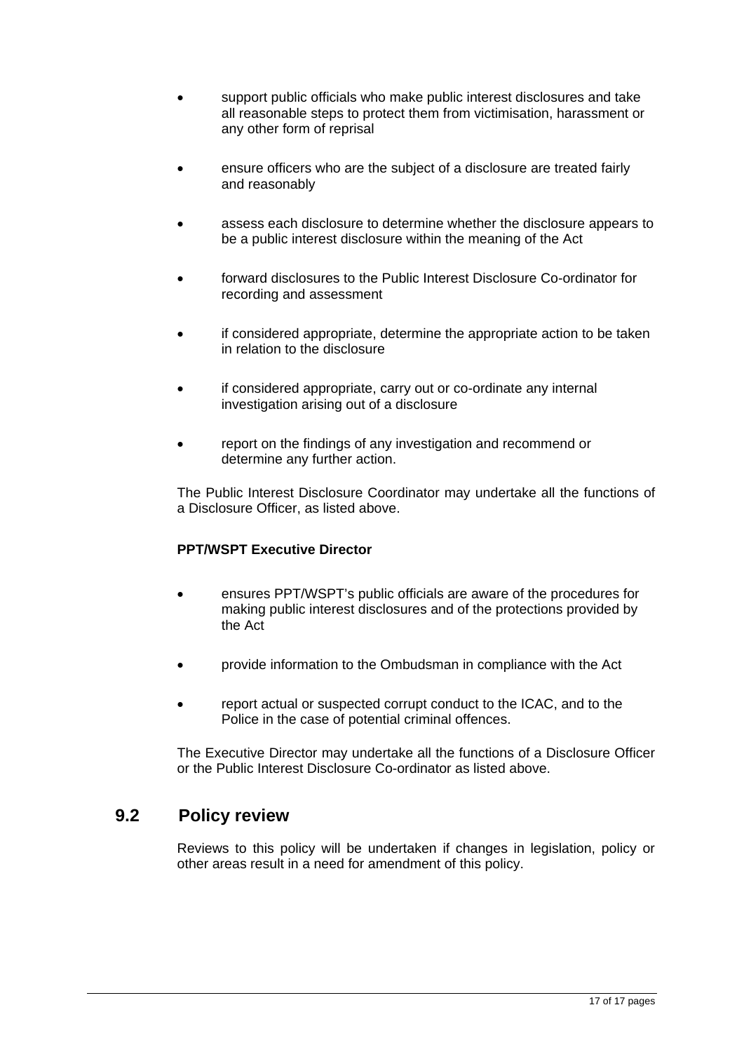- support public officials who make public interest disclosures and take all reasonable steps to protect them from victimisation, harassment or any other form of reprisal
- ensure officers who are the subject of a disclosure are treated fairly and reasonably
- assess each disclosure to determine whether the disclosure appears to be a public interest disclosure within the meaning of the Act
- forward disclosures to the Public Interest Disclosure Co-ordinator for recording and assessment
- if considered appropriate, determine the appropriate action to be taken in relation to the disclosure
- if considered appropriate, carry out or co-ordinate any internal investigation arising out of a disclosure
- report on the findings of any investigation and recommend or determine any further action.

The Public Interest Disclosure Coordinator may undertake all the functions of a Disclosure Officer, as listed above.

**PPT/WSPT Executive Director**

- ensures PPT/WSPT's public officials are aware of the procedures for making public interest disclosures and of the protections provided by the Act
- provide information to the Ombudsman in compliance with the Act
- report actual or suspected corrupt conduct to the ICAC, and to the Police in the case of potential criminal offences.

The Executive Director may undertake all the functions of a Disclosure Officer or the Public Interest Disclosure Co-ordinator as listed above.

## 9.2 Policy review

Reviews to this policy will be undertaken if changes in legislation, policy or other areas result in a need for amendment of this policy.